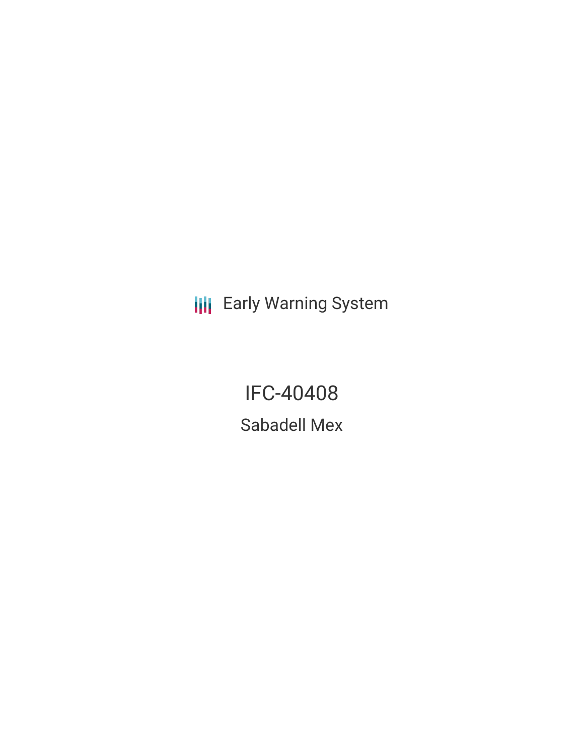Early Warning System

# IFC-40408

## Sabadell Mex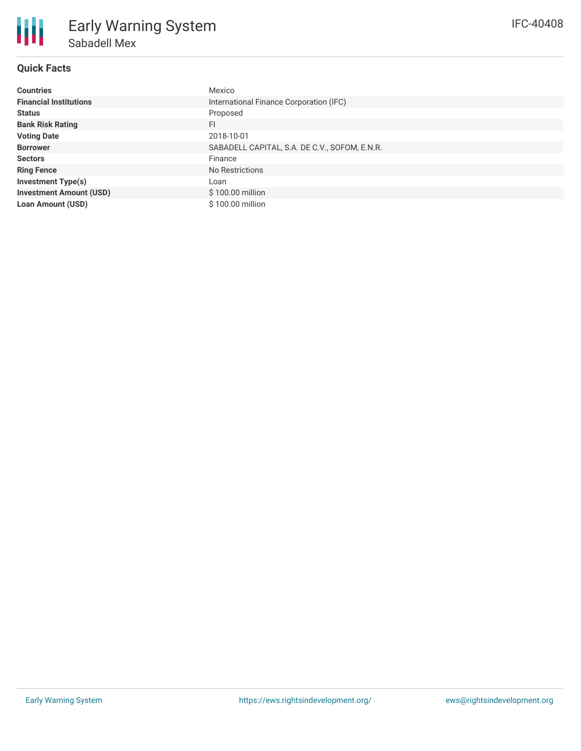# Early Warning System

## Sabadell Mex

IFC-40408

### Quick Facts

| | |
|---|---|
| **Countries** | Mexico |
| **Financial Institutions** | International Finance Corporation (IFC) |
| **Status** | Proposed |
| **Bank Risk Rating** | FI |
| **Voting Date** | 2018-10-01 |
| **Borrower** | SABADELL CAPITAL, S.A. DE C.V., SOFOM, E.N.R. |
| **Sectors** | Finance |
| **Ring Fence** | No Restrictions |
| **Investment Type(s)** | Loan |
| **Investment Amount (USD)** | $ 100.00 million |
| **Loan Amount (USD)** | $ 100.00 million |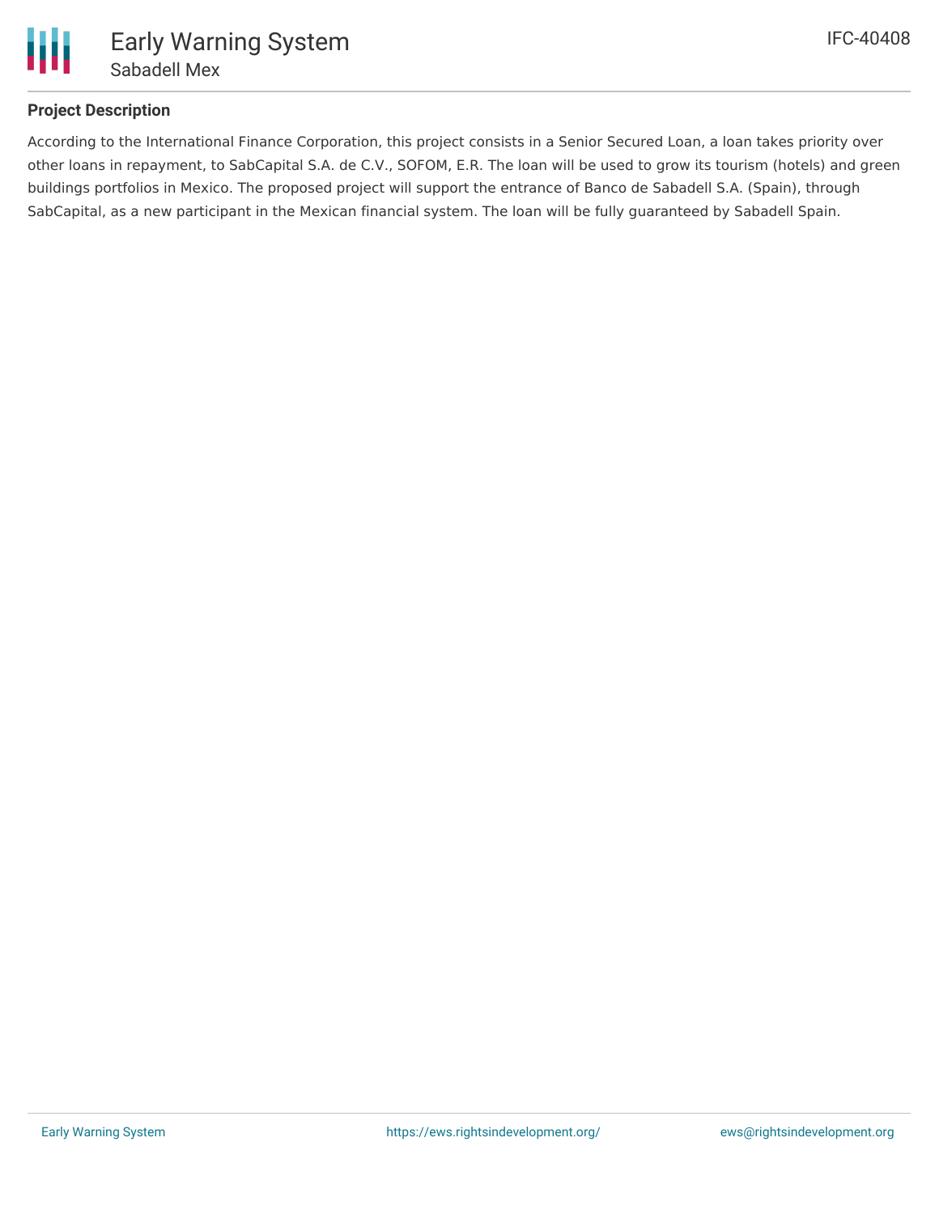### Project Description

According to the International Finance Corporation, this project consists in a Senior Secured Loan, a loan takes priority over other loans in repayment, to SabCapital S.A. de C.V., SOFOM, E.R. The loan will be used to grow its tourism (hotels) and green buildings portfolios in Mexico. The proposed project will support the entrance of Banco de Sabadell S.A. (Spain), through SabCapital, as a new participant in the Mexican financial system. The loan will be fully guaranteed by Sabadell Spain.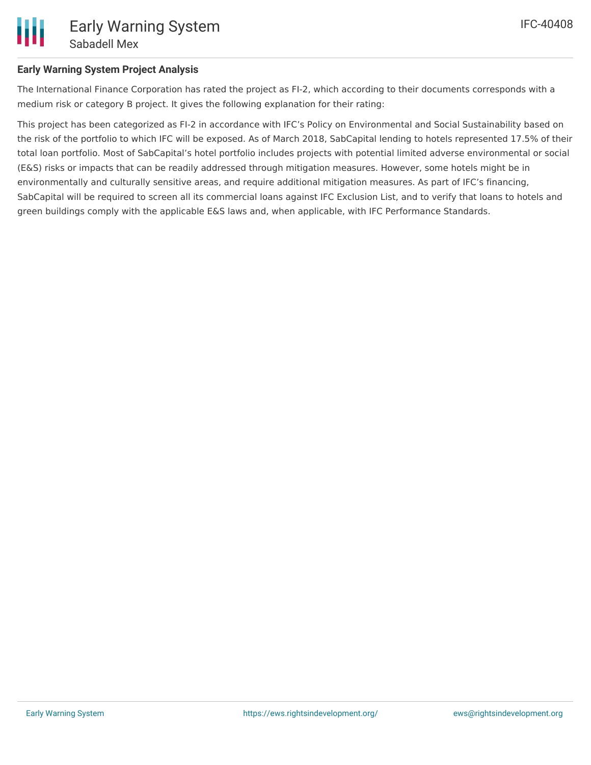## Early Warning System Project Analysis

The International Finance Corporation has rated the project as FI-2, which according to their documents corresponds with a medium risk or category B project. It gives the following explanation for their rating:

This project has been categorized as FI-2 in accordance with IFC's Policy on Environmental and Social Sustainability based on the risk of the portfolio to which IFC will be exposed. As of March 2018, SabCapital lending to hotels represented 17.5% of their total loan portfolio. Most of SabCapital's hotel portfolio includes projects with potential limited adverse environmental or social (E&S) risks or impacts that can be readily addressed through mitigation measures. However, some hotels might be in environmentally and culturally sensitive areas, and require additional mitigation measures. As part of IFC's financing, SabCapital will be required to screen all its commercial loans against IFC Exclusion List, and to verify that loans to hotels and green buildings comply with the applicable E&S laws and, when applicable, with IFC Performance Standards.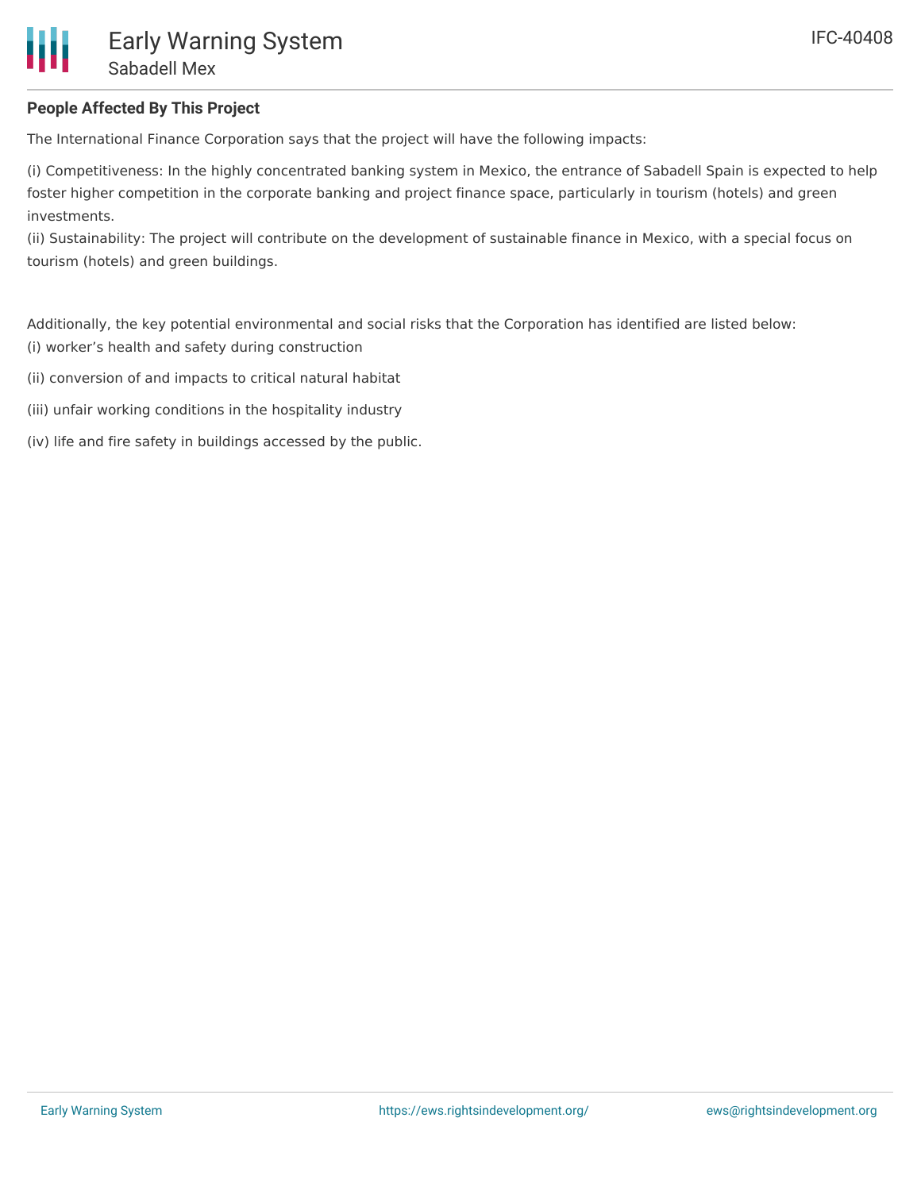**People Affected By This Project**

The International Finance Corporation says that the project will have the following impacts:

(i) Competitiveness: In the highly concentrated banking system in Mexico, the entrance of Sabadell Spain is expected to help foster higher competition in the corporate banking and project finance space, particularly in tourism (hotels) and green investments.
(ii) Sustainability: The project will contribute on the development of sustainable finance in Mexico, with a special focus on tourism (hotels) and green buildings.

Additionally, the key potential environmental and social risks that the Corporation has identified are listed below:
(i) worker's health and safety during construction

(ii) conversion of and impacts to critical natural habitat

(iii) unfair working conditions in the hospitality industry

(iv) life and fire safety in buildings accessed by the public.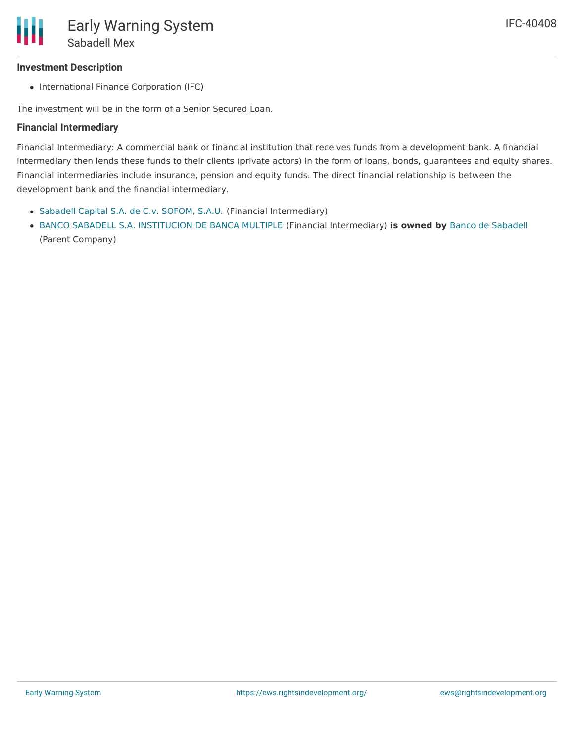### Investment Description

- International Finance Corporation (IFC)

The investment will be in the form of a Senior Secured Loan.

### Financial Intermediary

Financial Intermediary: A commercial bank or financial institution that receives funds from a development bank. A financial intermediary then lends these funds to their clients (private actors) in the form of loans, bonds, guarantees and equity shares. Financial intermediaries include insurance, pension and equity funds. The direct financial relationship is between the development bank and the financial intermediary.

- Sabadell Capital S.A. de C.v. SOFOM, S.A.U. (Financial Intermediary)
- BANCO SABADELL S.A. INSTITUCION DE BANCA MULTIPLE (Financial Intermediary) **is owned by** Banco de Sabadell (Parent Company)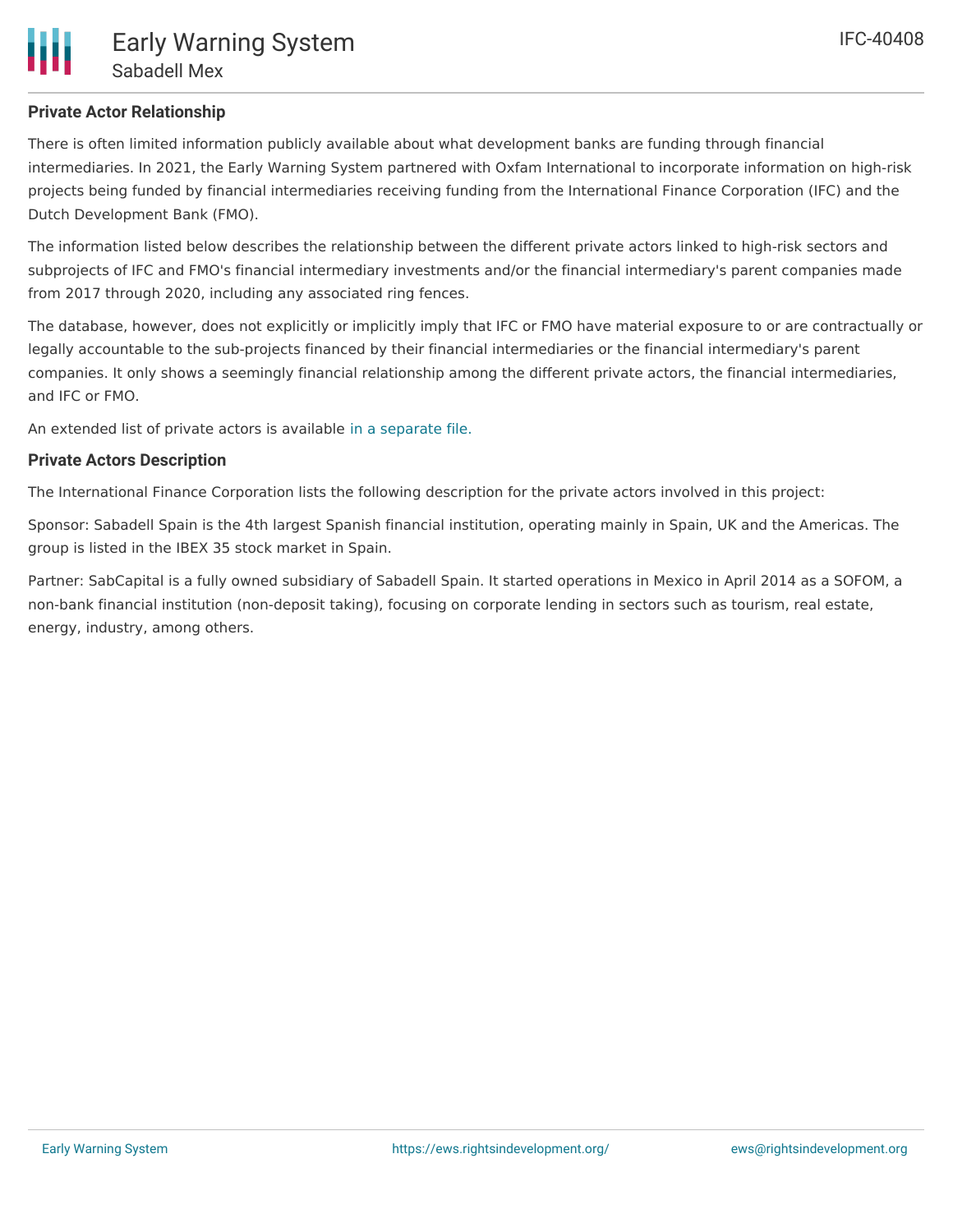## Private Actor Relationship

There is often limited information publicly available about what development banks are funding through financial intermediaries. In 2021, the Early Warning System partnered with Oxfam International to incorporate information on high-risk projects being funded by financial intermediaries receiving funding from the International Finance Corporation (IFC) and the Dutch Development Bank (FMO).

The information listed below describes the relationship between the different private actors linked to high-risk sectors and subprojects of IFC and FMO's financial intermediary investments and/or the financial intermediary's parent companies made from 2017 through 2020, including any associated ring fences.

The database, however, does not explicitly or implicitly imply that IFC or FMO have material exposure to or are contractually or legally accountable to the sub-projects financed by their financial intermediaries or the financial intermediary's parent companies. It only shows a seemingly financial relationship among the different private actors, the financial intermediaries, and IFC or FMO.

An extended list of private actors is available in a separate file.

## Private Actors Description

The International Finance Corporation lists the following description for the private actors involved in this project:

Sponsor: Sabadell Spain is the 4th largest Spanish financial institution, operating mainly in Spain, UK and the Americas. The group is listed in the IBEX 35 stock market in Spain.

Partner: SabCapital is a fully owned subsidiary of Sabadell Spain. It started operations in Mexico in April 2014 as a SOFOM, a non-bank financial institution (non-deposit taking), focusing on corporate lending in sectors such as tourism, real estate, energy, industry, among others.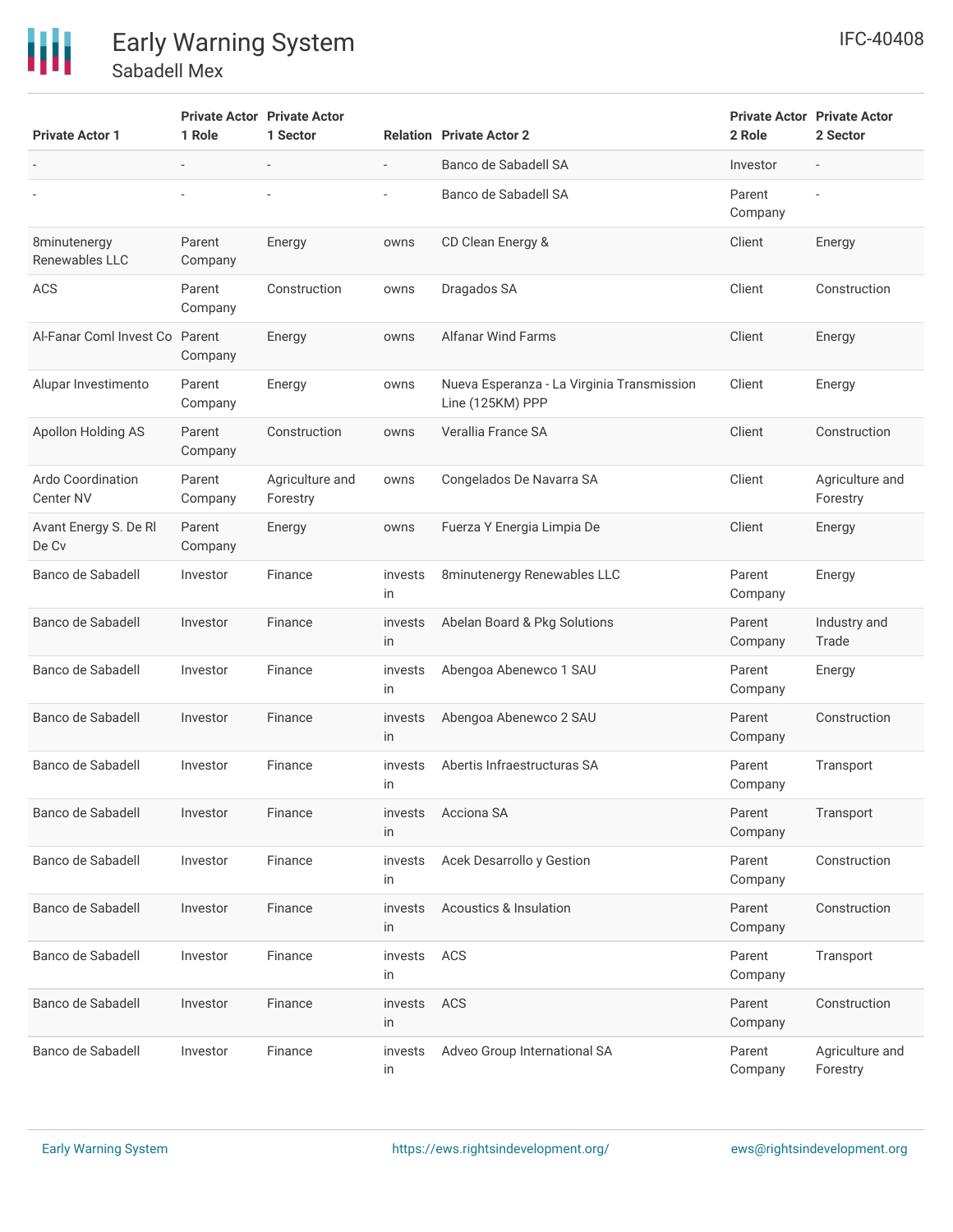| Private Actor 1 | Private Actor 1 Role | Private Actor 1 Sector | Relation | Private Actor 2 | Private Actor 2 Role | Private Actor 2 Sector |
|---|---|---|---|---|---|---|
| - | - | - | - | Banco de Sabadell SA | Investor | - |
| - | - | - | - | Banco de Sabadell SA | Parent Company | - |
| 8minutenergy Renewables LLC | Parent Company | Energy | owns | CD Clean Energy & | Client | Energy |
| ACS | Parent Company | Construction | owns | Dragados SA | Client | Construction |
| Al-Fanar Coml Invest Co | Parent Company | Energy | owns | Alfanar Wind Farms | Client | Energy |
| Alupar Investimento | Parent Company | Energy | owns | Nueva Esperanza - La Virginia Transmission Line (125KM) PPP | Client | Energy |
| Apollon Holding AS | Parent Company | Construction | owns | Verallia France SA | Client | Construction |
| Ardo Coordination Center NV | Parent Company | Agriculture and Forestry | owns | Congelados De Navarra SA | Client | Agriculture and Forestry |
| Avant Energy S. De Rl De Cv | Parent Company | Energy | owns | Fuerza Y Energia Limpia De | Client | Energy |
| Banco de Sabadell | Investor | Finance | invests in | 8minutenergy Renewables LLC | Parent Company | Energy |
| Banco de Sabadell | Investor | Finance | invests in | Abelan Board & Pkg Solutions | Parent Company | Industry and Trade |
| Banco de Sabadell | Investor | Finance | invests in | Abengoa Abenewco 1 SAU | Parent Company | Energy |
| Banco de Sabadell | Investor | Finance | invests in | Abengoa Abenewco 2 SAU | Parent Company | Construction |
| Banco de Sabadell | Investor | Finance | invests in | Abertis Infraestructuras SA | Parent Company | Transport |
| Banco de Sabadell | Investor | Finance | invests in | Acciona SA | Parent Company | Transport |
| Banco de Sabadell | Investor | Finance | invests in | Acek Desarrollo y Gestion | Parent Company | Construction |
| Banco de Sabadell | Investor | Finance | invests in | Acoustics & Insulation | Parent Company | Construction |
| Banco de Sabadell | Investor | Finance | invests in | ACS | Parent Company | Transport |
| Banco de Sabadell | Investor | Finance | invests in | ACS | Parent Company | Construction |
| Banco de Sabadell | Investor | Finance | invests in | Adveo Group International SA | Parent Company | Agriculture and Forestry |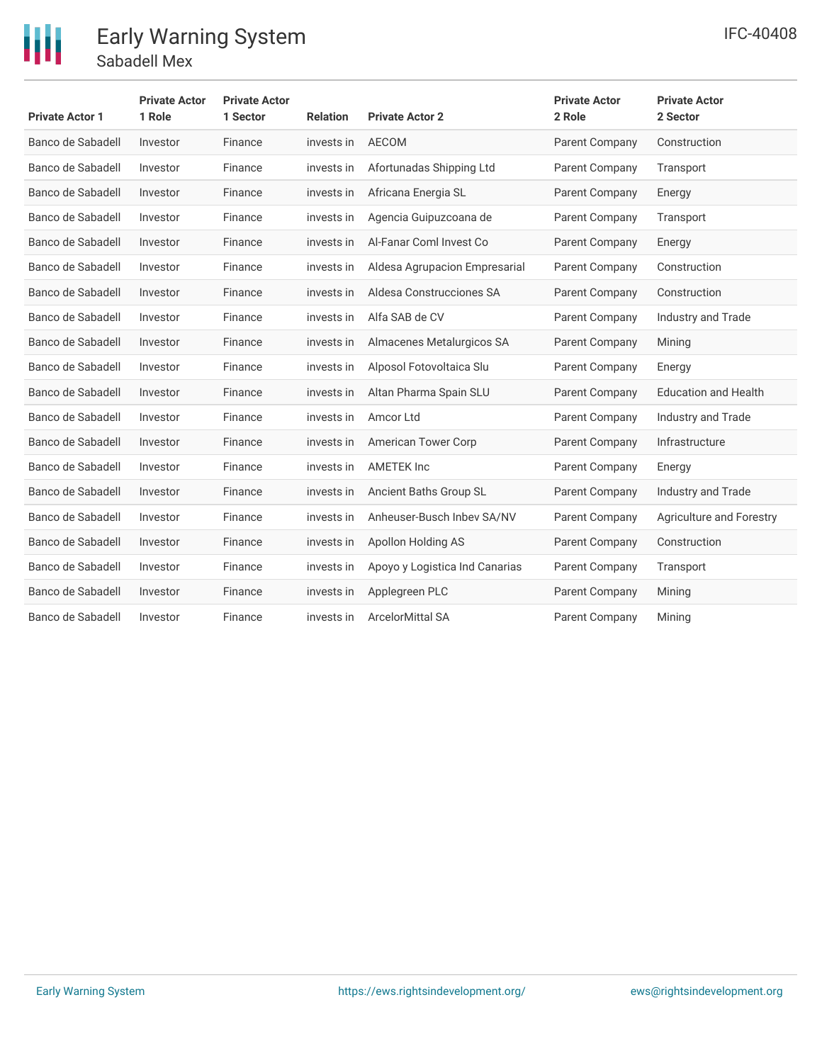| Private Actor 1 | Private Actor 1 Role | Private Actor 1 Sector | Relation | Private Actor 2 | Private Actor 2 Role | Private Actor 2 Sector |
|---|---|---|---|---|---|---|
| Banco de Sabadell | Investor | Finance | invests in | AECOM | Parent Company | Construction |
| Banco de Sabadell | Investor | Finance | invests in | Afortunadas Shipping Ltd | Parent Company | Transport |
| Banco de Sabadell | Investor | Finance | invests in | Africana Energia SL | Parent Company | Energy |
| Banco de Sabadell | Investor | Finance | invests in | Agencia Guipuzcoana de | Parent Company | Transport |
| Banco de Sabadell | Investor | Finance | invests in | Al-Fanar Coml Invest Co | Parent Company | Energy |
| Banco de Sabadell | Investor | Finance | invests in | Aldesa Agrupacion Empresarial | Parent Company | Construction |
| Banco de Sabadell | Investor | Finance | invests in | Aldesa Construcciones SA | Parent Company | Construction |
| Banco de Sabadell | Investor | Finance | invests in | Alfa SAB de CV | Parent Company | Industry and Trade |
| Banco de Sabadell | Investor | Finance | invests in | Almacenes Metalurgicos SA | Parent Company | Mining |
| Banco de Sabadell | Investor | Finance | invests in | Alposol Fotovoltaica Slu | Parent Company | Energy |
| Banco de Sabadell | Investor | Finance | invests in | Altan Pharma Spain SLU | Parent Company | Education and Health |
| Banco de Sabadell | Investor | Finance | invests in | Amcor Ltd | Parent Company | Industry and Trade |
| Banco de Sabadell | Investor | Finance | invests in | American Tower Corp | Parent Company | Infrastructure |
| Banco de Sabadell | Investor | Finance | invests in | AMETEK Inc | Parent Company | Energy |
| Banco de Sabadell | Investor | Finance | invests in | Ancient Baths Group SL | Parent Company | Industry and Trade |
| Banco de Sabadell | Investor | Finance | invests in | Anheuser-Busch Inbev SA/NV | Parent Company | Agriculture and Forestry |
| Banco de Sabadell | Investor | Finance | invests in | Apollon Holding AS | Parent Company | Construction |
| Banco de Sabadell | Investor | Finance | invests in | Apoyo y Logistica Ind Canarias | Parent Company | Transport |
| Banco de Sabadell | Investor | Finance | invests in | Applegreen PLC | Parent Company | Mining |
| Banco de Sabadell | Investor | Finance | invests in | ArcelorMittal SA | Parent Company | Mining |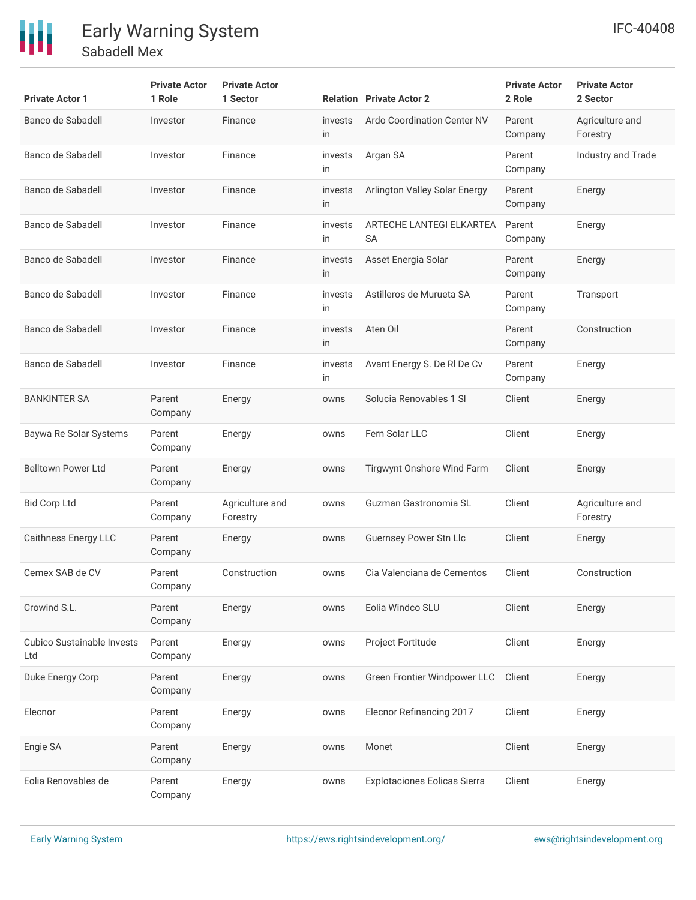| Private Actor 1 | Private Actor 1 Role | Private Actor 1 Sector | Relation | Private Actor 2 | Private Actor 2 Role | Private Actor 2 Sector |
|---|---|---|---|---|---|---|
| Banco de Sabadell | Investor | Finance | invests in | Ardo Coordination Center NV | Parent Company | Agriculture and Forestry |
| Banco de Sabadell | Investor | Finance | invests in | Argan SA | Parent Company | Industry and Trade |
| Banco de Sabadell | Investor | Finance | invests in | Arlington Valley Solar Energy | Parent Company | Energy |
| Banco de Sabadell | Investor | Finance | invests in | ARTECHE LANTEGI ELKARTEA SA | Parent Company | Energy |
| Banco de Sabadell | Investor | Finance | invests in | Asset Energia Solar | Parent Company | Energy |
| Banco de Sabadell | Investor | Finance | invests in | Astilleros de Murueta SA | Parent Company | Transport |
| Banco de Sabadell | Investor | Finance | invests in | Aten Oil | Parent Company | Construction |
| Banco de Sabadell | Investor | Finance | invests in | Avant Energy S. De Rl De Cv | Parent Company | Energy |
| BANKINTER SA | Parent Company | Energy | owns | Solucia Renovables 1 Sl | Client | Energy |
| Baywa Re Solar Systems | Parent Company | Energy | owns | Fern Solar LLC | Client | Energy |
| Belltown Power Ltd | Parent Company | Energy | owns | Tirgwynt Onshore Wind Farm | Client | Energy |
| Bid Corp Ltd | Parent Company | Agriculture and Forestry | owns | Guzman Gastronomia SL | Client | Agriculture and Forestry |
| Caithness Energy LLC | Parent Company | Energy | owns | Guernsey Power Stn Llc | Client | Energy |
| Cemex SAB de CV | Parent Company | Construction | owns | Cia Valenciana de Cementos | Client | Construction |
| Crowind S.L. | Parent Company | Energy | owns | Eolia Windco SLU | Client | Energy |
| Cubico Sustainable Invests Ltd | Parent Company | Energy | owns | Project Fortitude | Client | Energy |
| Duke Energy Corp | Parent Company | Energy | owns | Green Frontier Windpower LLC | Client | Energy |
| Elecnor | Parent Company | Energy | owns | Elecnor Refinancing 2017 | Client | Energy |
| Engie SA | Parent Company | Energy | owns | Monet | Client | Energy |
| Eolia Renovables de | Parent Company | Energy | owns | Explotaciones Eolicas Sierra | Client | Energy |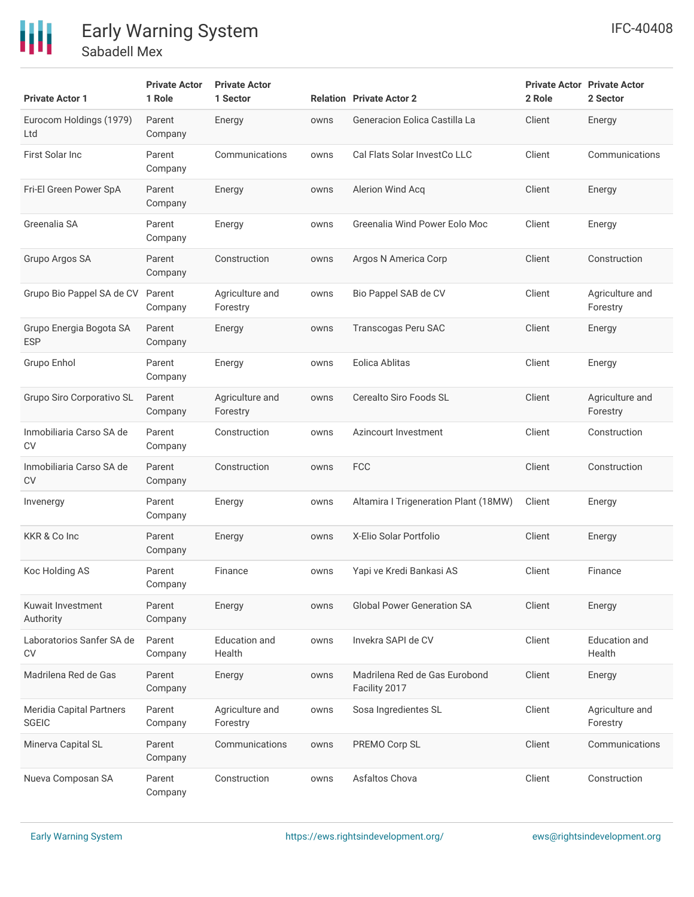| Private Actor 1 | Private Actor 1 Role | Private Actor 1 Sector | Relation | Private Actor 2 | Private Actor 2 Role | Private Actor 2 Sector |
|---|---|---|---|---|---|---|
| Eurocom Holdings (1979) Ltd | Parent Company | Energy | owns | Generacion Eolica Castilla La | Client | Energy |
| First Solar Inc | Parent Company | Communications | owns | Cal Flats Solar InvestCo LLC | Client | Communications |
| Fri-El Green Power SpA | Parent Company | Energy | owns | Alerion Wind Acq | Client | Energy |
| Greenalia SA | Parent Company | Energy | owns | Greenalia Wind Power Eolo Moc | Client | Energy |
| Grupo Argos SA | Parent Company | Construction | owns | Argos N America Corp | Client | Construction |
| Grupo Bio Pappel SA de CV | Parent Company | Agriculture and Forestry | owns | Bio Pappel SAB de CV | Client | Agriculture and Forestry |
| Grupo Energia Bogota SA ESP | Parent Company | Energy | owns | Transcogas Peru SAC | Client | Energy |
| Grupo Enhol | Parent Company | Energy | owns | Eolica Ablitas | Client | Energy |
| Grupo Siro Corporativo SL | Parent Company | Agriculture and Forestry | owns | Cerealto Siro Foods SL | Client | Agriculture and Forestry |
| Inmobiliaria Carso SA de CV | Parent Company | Construction | owns | Azincourt Investment | Client | Construction |
| Inmobiliaria Carso SA de CV | Parent Company | Construction | owns | FCC | Client | Construction |
| Invenergy | Parent Company | Energy | owns | Altamira I Trigeneration Plant (18MW) | Client | Energy |
| KKR & Co Inc | Parent Company | Energy | owns | X-Elio Solar Portfolio | Client | Energy |
| Koc Holding AS | Parent Company | Finance | owns | Yapi ve Kredi Bankasi AS | Client | Finance |
| Kuwait Investment Authority | Parent Company | Energy | owns | Global Power Generation SA | Client | Energy |
| Laboratorios Sanfer SA de CV | Parent Company | Education and Health | owns | Invekra SAPI de CV | Client | Education and Health |
| Madrilena Red de Gas | Parent Company | Energy | owns | Madrilena Red de Gas Eurobond Facility 2017 | Client | Energy |
| Meridia Capital Partners SGEIC | Parent Company | Agriculture and Forestry | owns | Sosa Ingredientes SL | Client | Agriculture and Forestry |
| Minerva Capital SL | Parent Company | Communications | owns | PREMO Corp SL | Client | Communications |
| Nueva Composan SA | Parent Company | Construction | owns | Asfaltos Chova | Client | Construction |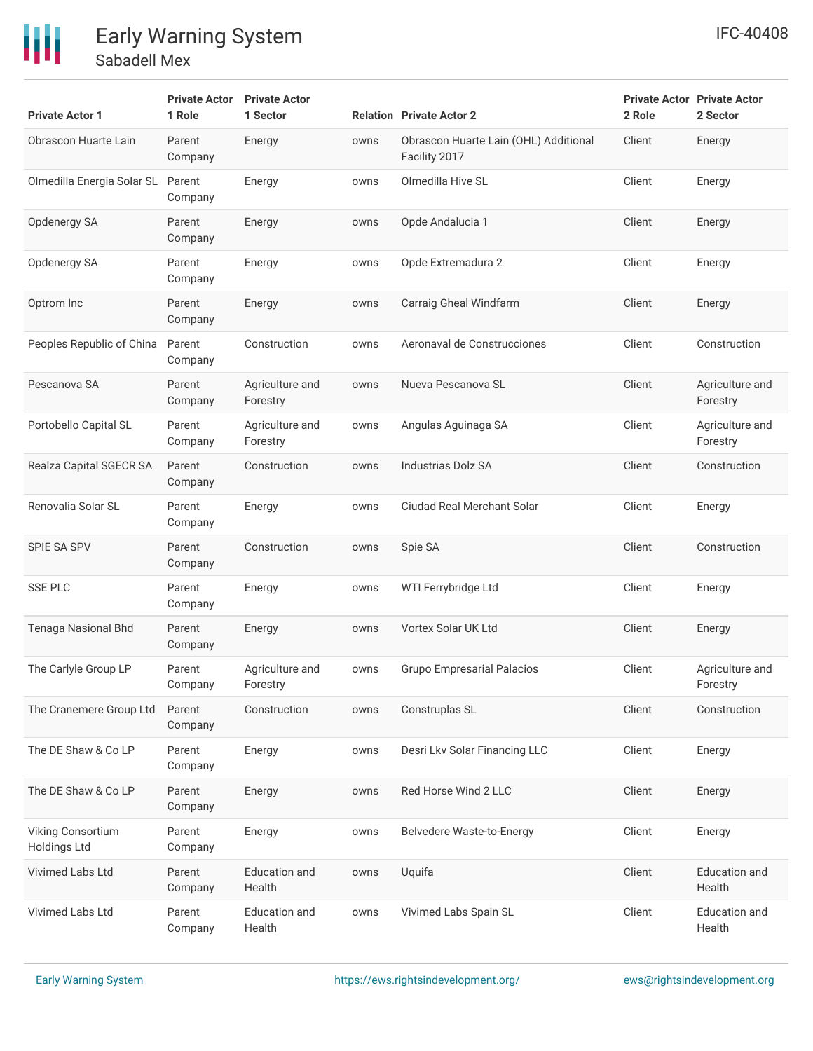| Private Actor 1 | Private Actor 1 Role | Private Actor 1 Sector | Relation | Private Actor 2 | Private Actor 2 Role | Private Actor 2 Sector |
|---|---|---|---|---|---|---|
| Obrascon Huarte Lain | Parent Company | Energy | owns | Obrascon Huarte Lain (OHL) Additional Facility 2017 | Client | Energy |
| Olmedilla Energia Solar SL | Parent Company | Energy | owns | Olmedilla Hive SL | Client | Energy |
| Opdenergy SA | Parent Company | Energy | owns | Opde Andalucia 1 | Client | Energy |
| Opdenergy SA | Parent Company | Energy | owns | Opde Extremadura 2 | Client | Energy |
| Optrom Inc | Parent Company | Energy | owns | Carraig Gheal Windfarm | Client | Energy |
| Peoples Republic of China | Parent Company | Construction | owns | Aeronaval de Construcciones | Client | Construction |
| Pescanova SA | Parent Company | Agriculture and Forestry | owns | Nueva Pescanova SL | Client | Agriculture and Forestry |
| Portobello Capital SL | Parent Company | Agriculture and Forestry | owns | Angulas Aguinaga SA | Client | Agriculture and Forestry |
| Realza Capital SGECR SA | Parent Company | Construction | owns | Industrias Dolz SA | Client | Construction |
| Renovalia Solar SL | Parent Company | Energy | owns | Ciudad Real Merchant Solar | Client | Energy |
| SPIE SA SPV | Parent Company | Construction | owns | Spie SA | Client | Construction |
| SSE PLC | Parent Company | Energy | owns | WTI Ferrybridge Ltd | Client | Energy |
| Tenaga Nasional Bhd | Parent Company | Energy | owns | Vortex Solar UK Ltd | Client | Energy |
| The Carlyle Group LP | Parent Company | Agriculture and Forestry | owns | Grupo Empresarial Palacios | Client | Agriculture and Forestry |
| The Cranemere Group Ltd | Parent Company | Construction | owns | Construplas SL | Client | Construction |
| The DE Shaw & Co LP | Parent Company | Energy | owns | Desri Lkv Solar Financing LLC | Client | Energy |
| The DE Shaw & Co LP | Parent Company | Energy | owns | Red Horse Wind 2 LLC | Client | Energy |
| Viking Consortium Holdings Ltd | Parent Company | Energy | owns | Belvedere Waste-to-Energy | Client | Energy |
| Vivimed Labs Ltd | Parent Company | Education and Health | owns | Uquifa | Client | Education and Health |
| Vivimed Labs Ltd | Parent Company | Education and Health | owns | Vivimed Labs Spain SL | Client | Education and Health |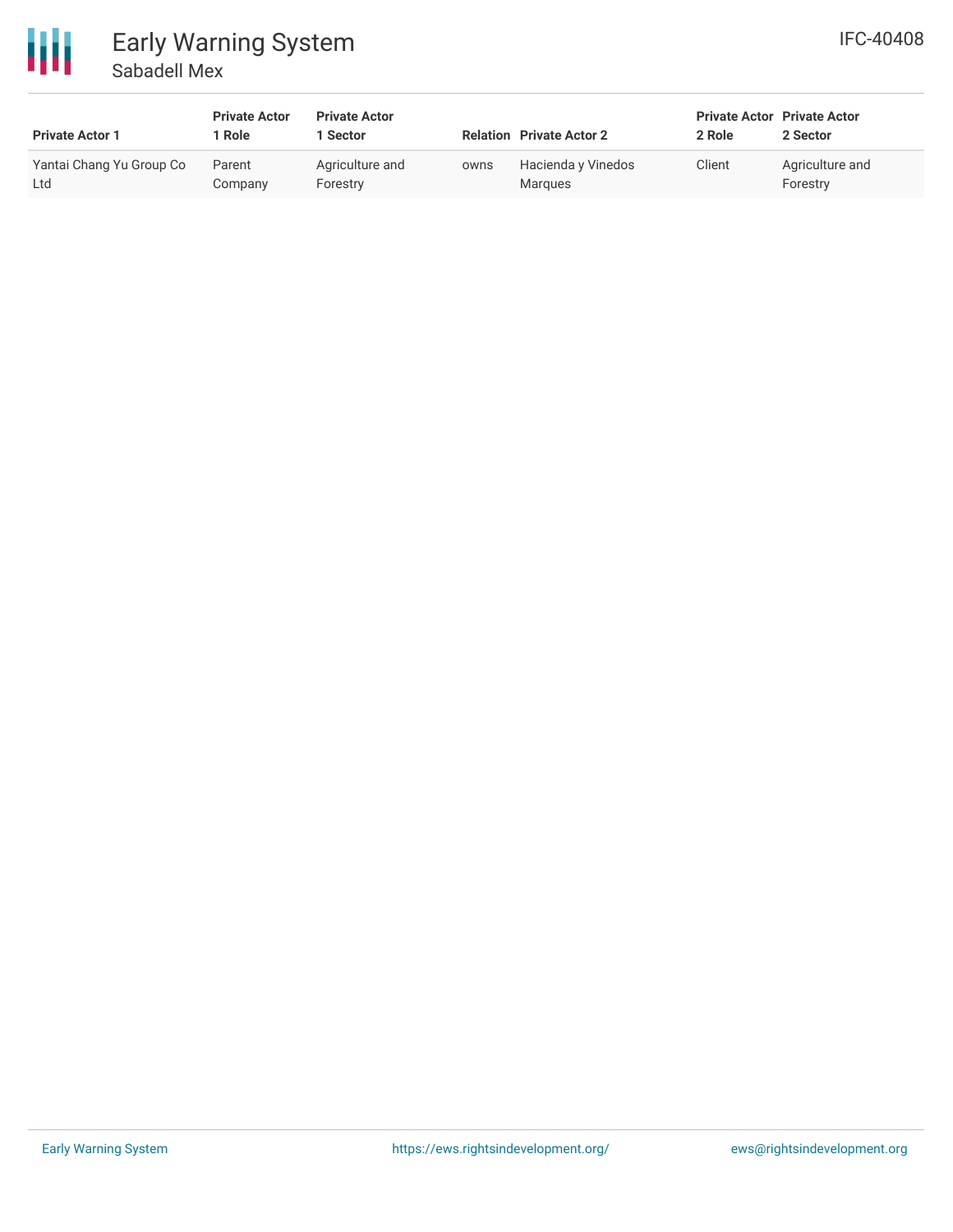| Private Actor 1 | Private Actor 1 Role | Private Actor 1 Sector | Relation | Private Actor 2 | Private Actor 2 Role | Private Actor 2 Sector |
|---|---|---|---|---|---|---|
| Yantai Chang Yu Group Co Ltd | Parent Company | Agriculture and Forestry | owns | Hacienda y Vinedos Marques | Client | Agriculture and Forestry |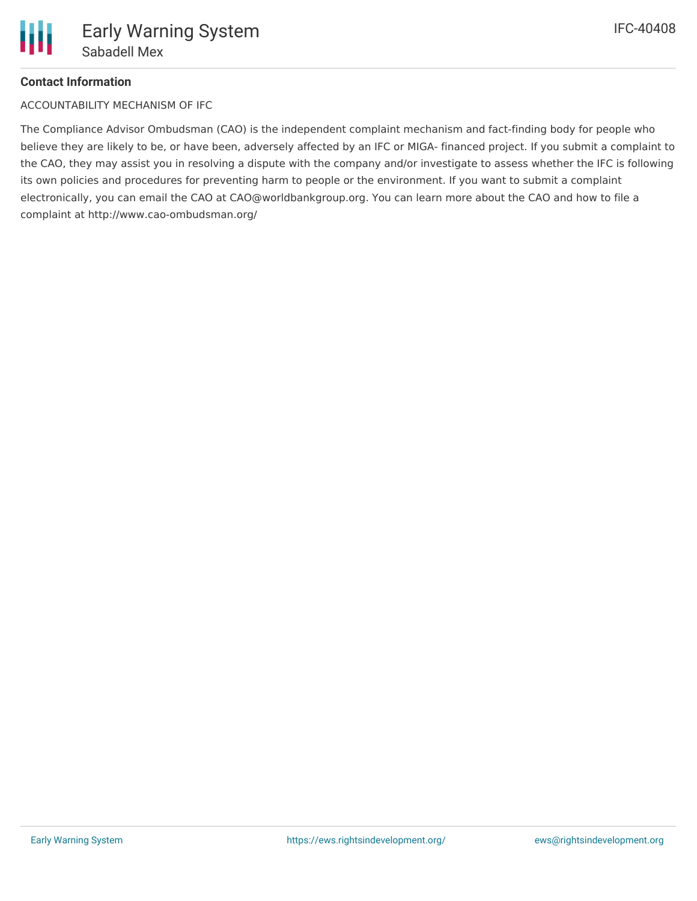**Contact Information**

ACCOUNTABILITY MECHANISM OF IFC

The Compliance Advisor Ombudsman (CAO) is the independent complaint mechanism and fact-finding body for people who believe they are likely to be, or have been, adversely affected by an IFC or MIGA- financed project. If you submit a complaint to the CAO, they may assist you in resolving a dispute with the company and/or investigate to assess whether the IFC is following its own policies and procedures for preventing harm to people or the environment. If you want to submit a complaint electronically, you can email the CAO at CAO@worldbankgroup.org. You can learn more about the CAO and how to file a complaint at http://www.cao-ombudsman.org/